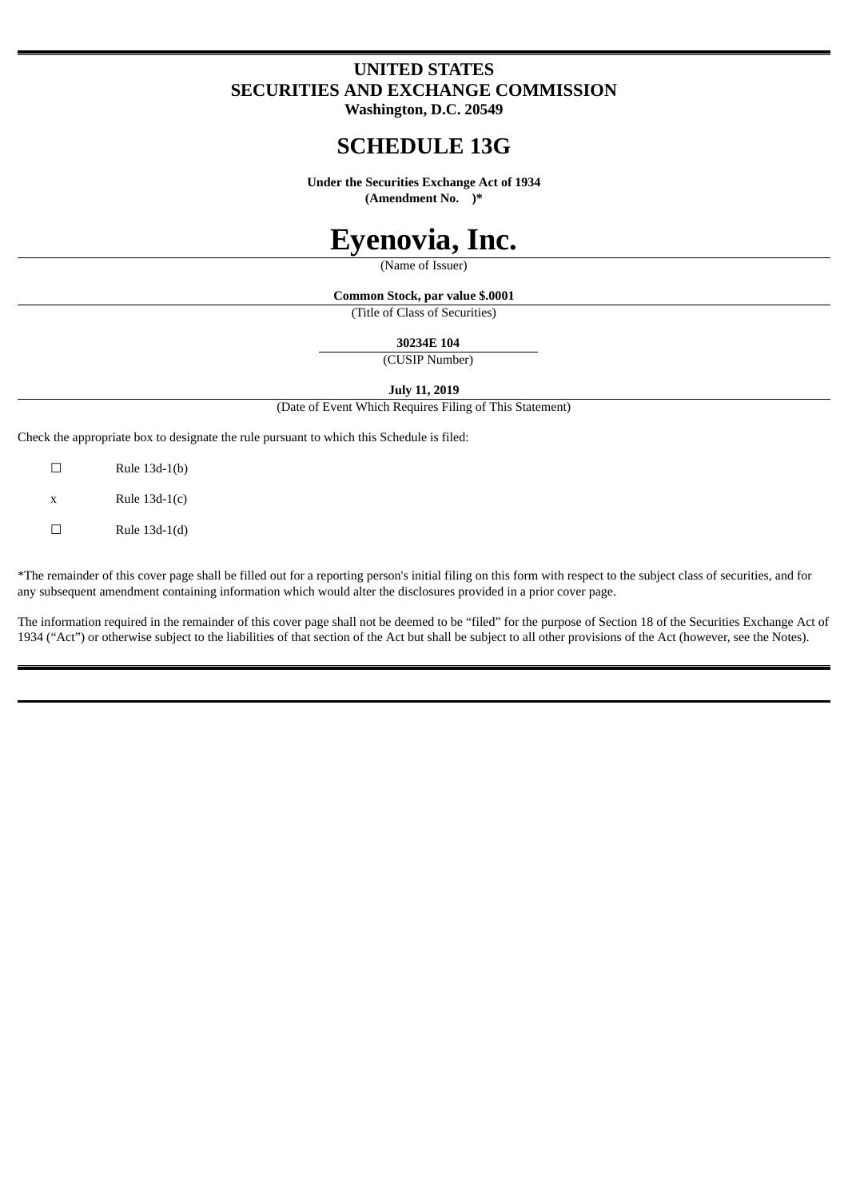# UNITED STATES
# SECURITIES AND EXCHANGE COMMISSION
**Washington, D.C. 20549**

# SCHEDULE 13G

**Under the Securities Exchange Act of 1934**
**(Amendment No. )***

# Eyenovia, Inc.

(Name of Issuer)

**Common Stock, par value $.0001**

(Title of Class of Securities)

**30234E 104**

(CUSIP Number)

**July 11, 2019**

(Date of Event Which Requires Filing of This Statement)

Check the appropriate box to designate the rule pursuant to which this Schedule is filed:

☐ Rule 13d-1(b)

x Rule 13d-1(c)

☐ Rule 13d-1(d)

*The remainder of this cover page shall be filled out for a reporting person's initial filing on this form with respect to the subject class of securities, and for any subsequent amendment containing information which would alter the disclosures provided in a prior cover page.

The information required in the remainder of this cover page shall not be deemed to be "filed" for the purpose of Section 18 of the Securities Exchange Act of 1934 ("Act") or otherwise subject to the liabilities of that section of the Act but shall be subject to all other provisions of the Act (however, see the Notes).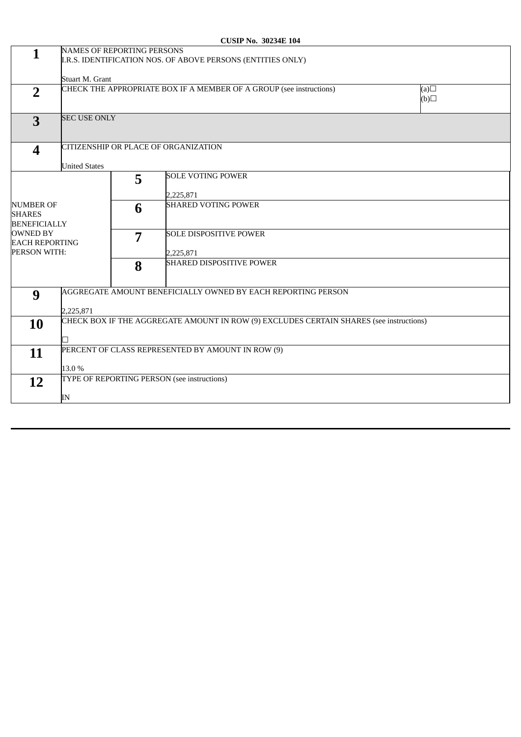**CUSIP No. 30234E 104**

| | | | |
|---|---|---|---|
| **1** | NAMES OF REPORTING PERSONS<br>I.R.S. IDENTIFICATION NOS. OF ABOVE PERSONS (ENTITIES ONLY)<br><br>Stuart M. Grant | | |
| **2** | CHECK THE APPROPRIATE BOX IF A MEMBER OF A GROUP (see instructions) | | (a)☐<br>(b)☐ |
| **3** | SEC USE ONLY | | |
| **4** | CITIZENSHIP OR PLACE OF ORGANIZATION<br><br>United States | | |
| NUMBER OF SHARES BENEFICIALLY OWNED BY EACH REPORTING PERSON WITH: | **5** | SOLE VOTING POWER<br><br>2,225,871 | |
| | **6** | SHARED VOTING POWER | |
| | **7** | SOLE DISPOSITIVE POWER<br><br>2,225,871 | |
| | **8** | SHARED DISPOSITIVE POWER | |
| **9** | AGGREGATE AMOUNT BENEFICIALLY OWNED BY EACH REPORTING PERSON<br><br>2,225,871 | | |
| **10** | CHECK BOX IF THE AGGREGATE AMOUNT IN ROW (9) EXCLUDES CERTAIN SHARES (see instructions)<br><br>☐ | | |
| **11** | PERCENT OF CLASS REPRESENTED BY AMOUNT IN ROW (9)<br><br>13.0 % | | |
| **12** | TYPE OF REPORTING PERSON (see instructions)<br><br>IN | | |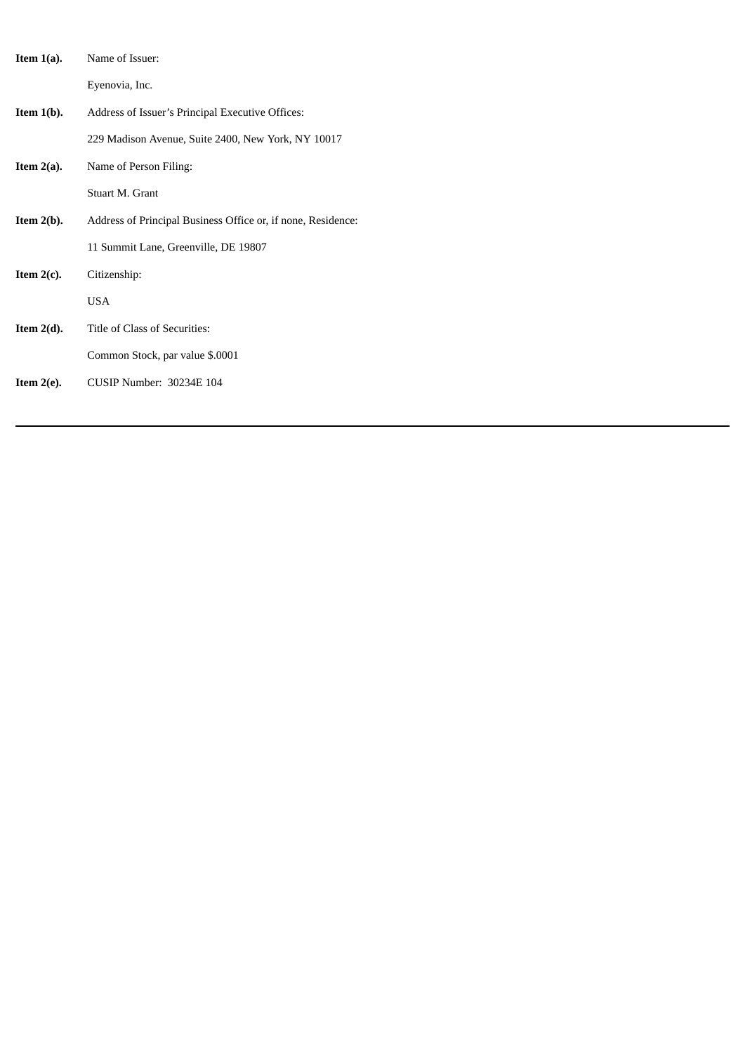**Item 1(a).** Name of Issuer:

Eyenovia, Inc.

**Item 1(b).** Address of Issuer's Principal Executive Offices:

229 Madison Avenue, Suite 2400, New York, NY 10017

**Item 2(a).** Name of Person Filing:

Stuart M. Grant

**Item 2(b).** Address of Principal Business Office or, if none, Residence:

11 Summit Lane, Greenville, DE 19807

**Item 2(c).** Citizenship:

USA

**Item 2(d).** Title of Class of Securities:

Common Stock, par value $.0001

**Item 2(e).** CUSIP Number: 30234E 104

---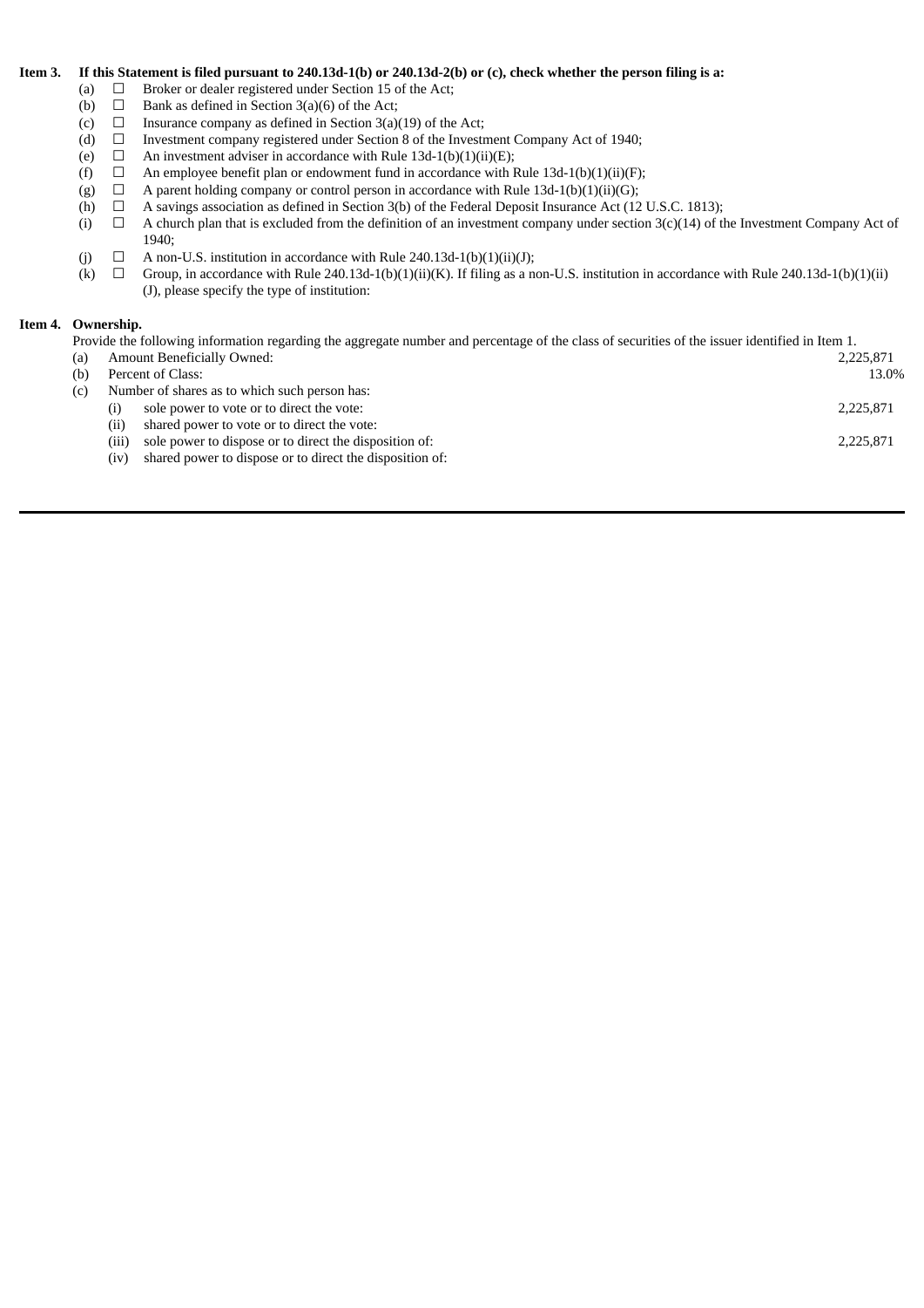**Item 3. If this Statement is filed pursuant to 240.13d-1(b) or 240.13d-2(b) or (c), check whether the person filing is a:**

(a) ☐ Broker or dealer registered under Section 15 of the Act;

(b) ☐ Bank as defined in Section 3(a)(6) of the Act;

(c) ☐ Insurance company as defined in Section 3(a)(19) of the Act;

(d) ☐ Investment company registered under Section 8 of the Investment Company Act of 1940;

(e) ☐ An investment adviser in accordance with Rule 13d-1(b)(1)(ii)(E);

(f) ☐ An employee benefit plan or endowment fund in accordance with Rule 13d-1(b)(1)(ii)(F);

(g) ☐ A parent holding company or control person in accordance with Rule 13d-1(b)(1)(ii)(G);

(h) ☐ A savings association as defined in Section 3(b) of the Federal Deposit Insurance Act (12 U.S.C. 1813);

(i) ☐ A church plan that is excluded from the definition of an investment company under section 3(c)(14) of the Investment Company Act of 1940;

(j) ☐ A non-U.S. institution in accordance with Rule 240.13d-1(b)(1)(ii)(J);

(k) ☐ Group, in accordance with Rule 240.13d-1(b)(1)(ii)(K). If filing as a non-U.S. institution in accordance with Rule 240.13d-1(b)(1)(ii)(J), please specify the type of institution:

**Item 4. Ownership.**

Provide the following information regarding the aggregate number and percentage of the class of securities of the issuer identified in Item 1.

| | | |
|---|---|---|
| (a) | Amount Beneficially Owned: | 2,225,871 |
| (b) | Percent of Class: | 13.0% |
| (c) | Number of shares as to which such person has: | |
| | (i) sole power to vote or to direct the vote: | 2,225,871 |
| | (ii) shared power to vote or to direct the vote: | |
| | (iii) sole power to dispose or to direct the disposition of: | 2,225,871 |
| | (iv) shared power to dispose or to direct the disposition of: | |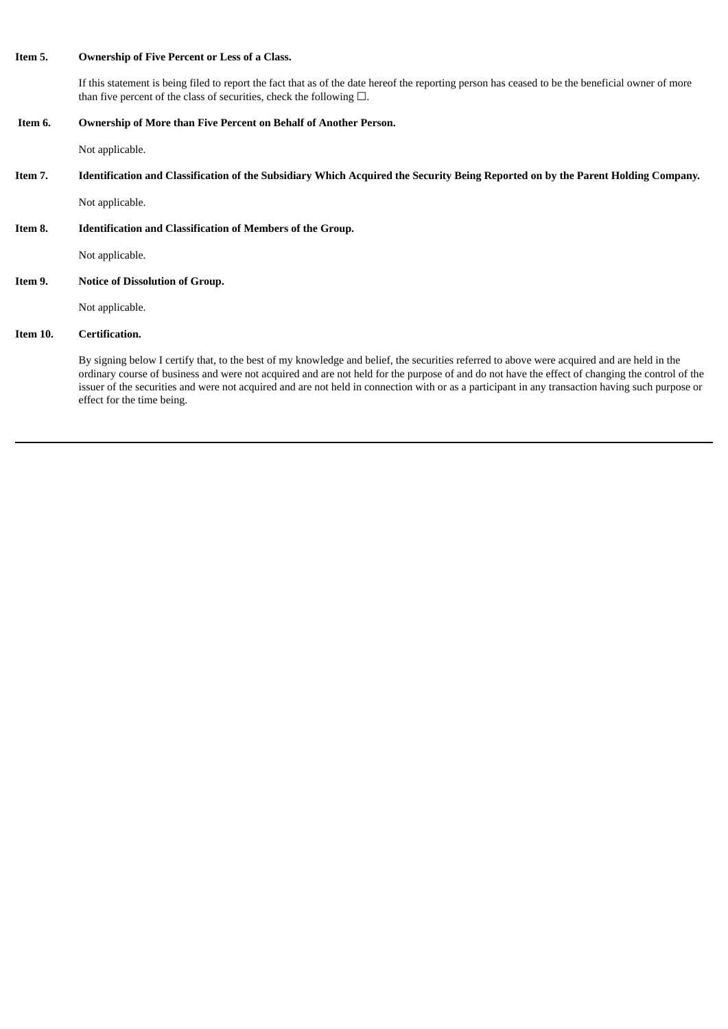**Item 5. Ownership of Five Percent or Less of a Class.**

If this statement is being filed to report the fact that as of the date hereof the reporting person has ceased to be the beneficial owner of more than five percent of the class of securities, check the following ☐.

**Item 6. Ownership of More than Five Percent on Behalf of Another Person.**

Not applicable.

**Item 7. Identification and Classification of the Subsidiary Which Acquired the Security Being Reported on by the Parent Holding Company.**

Not applicable.

**Item 8. Identification and Classification of Members of the Group.**

Not applicable.

**Item 9. Notice of Dissolution of Group.**

Not applicable.

**Item 10. Certification.**

By signing below I certify that, to the best of my knowledge and belief, the securities referred to above were acquired and are held in the ordinary course of business and were not acquired and are not held for the purpose of and do not have the effect of changing the control of the issuer of the securities and were not acquired and are not held in connection with or as a participant in any transaction having such purpose or effect for the time being.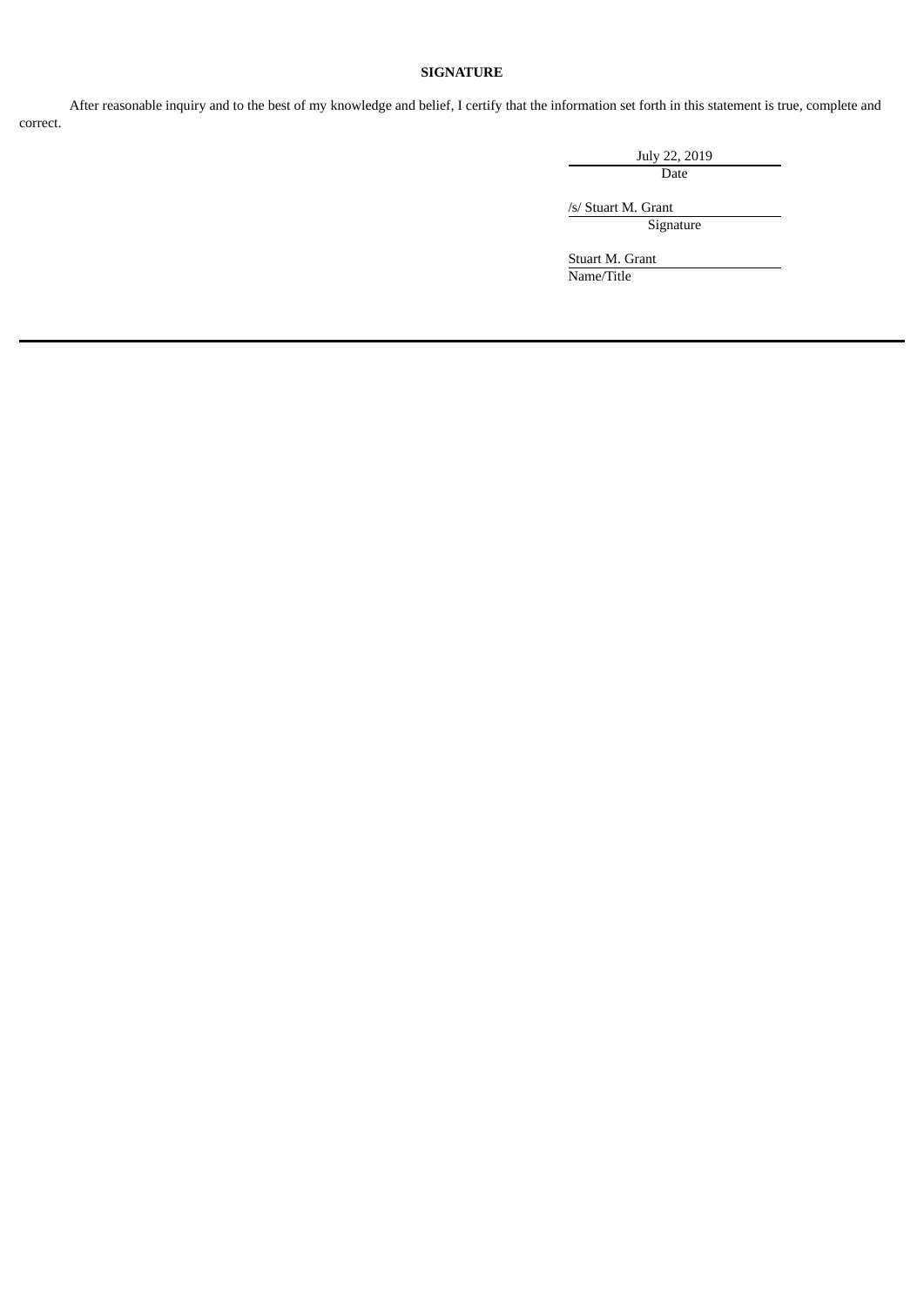**SIGNATURE**

After reasonable inquiry and to the best of my knowledge and belief, I certify that the information set forth in this statement is true, complete and correct.

July 22, 2019
Date

/s/ Stuart M. Grant
Signature

Stuart M. Grant
Name/Title